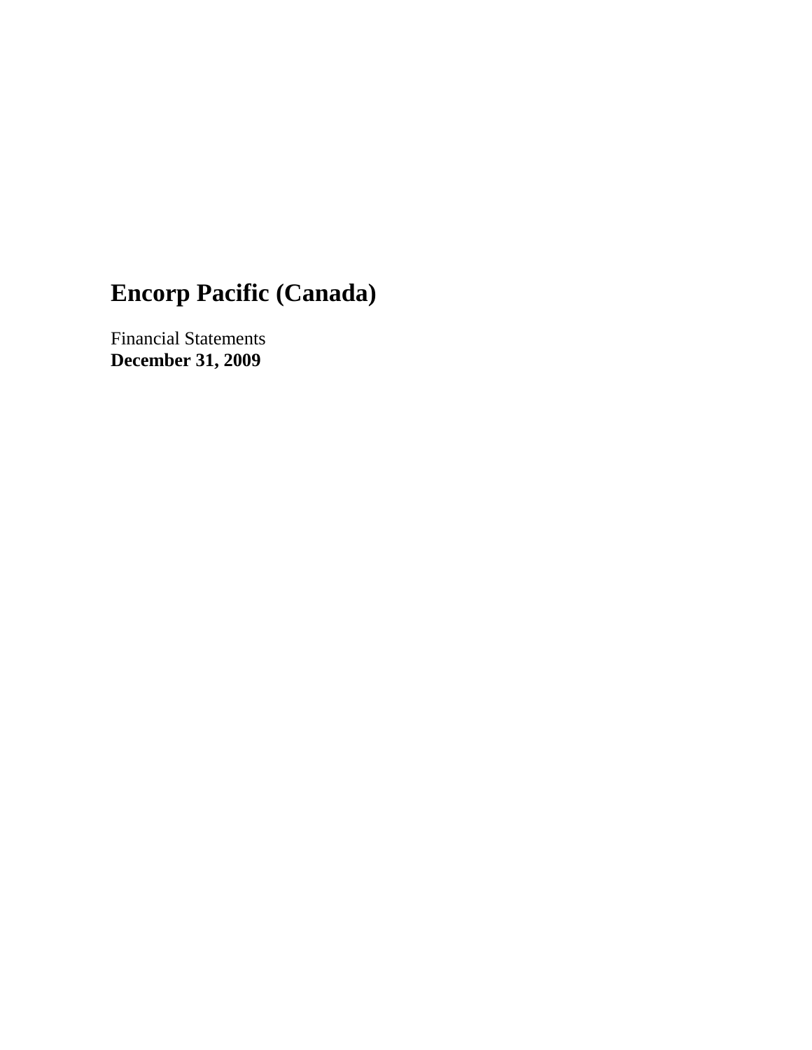# Encorp Pacific (Canada)

Financial Statements
**December 31, 2009**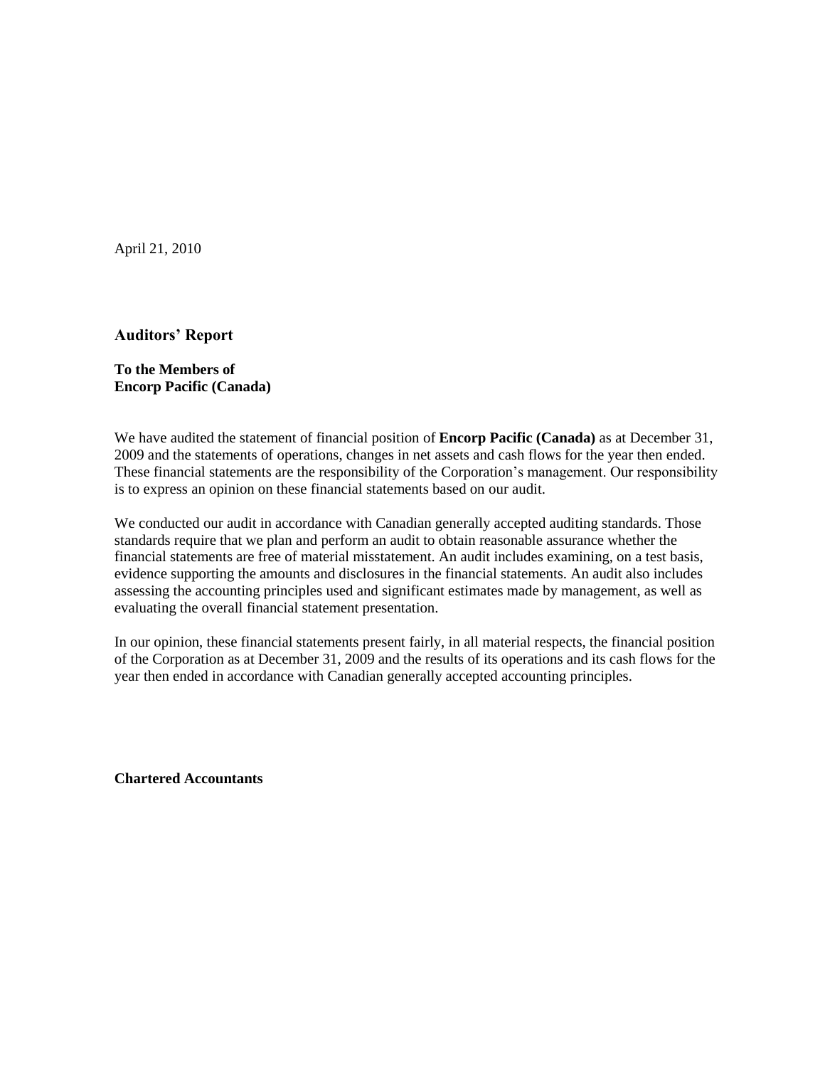April 21, 2010

## Auditors' Report

**To the Members of**
**Encorp Pacific (Canada)**

We have audited the statement of financial position of **Encorp Pacific (Canada)** as at December 31, 2009 and the statements of operations, changes in net assets and cash flows for the year then ended. These financial statements are the responsibility of the Corporation's management. Our responsibility is to express an opinion on these financial statements based on our audit.

We conducted our audit in accordance with Canadian generally accepted auditing standards. Those standards require that we plan and perform an audit to obtain reasonable assurance whether the financial statements are free of material misstatement. An audit includes examining, on a test basis, evidence supporting the amounts and disclosures in the financial statements. An audit also includes assessing the accounting principles used and significant estimates made by management, as well as evaluating the overall financial statement presentation.

In our opinion, these financial statements present fairly, in all material respects, the financial position of the Corporation as at December 31, 2009 and the results of its operations and its cash flows for the year then ended in accordance with Canadian generally accepted accounting principles.

**Chartered Accountants**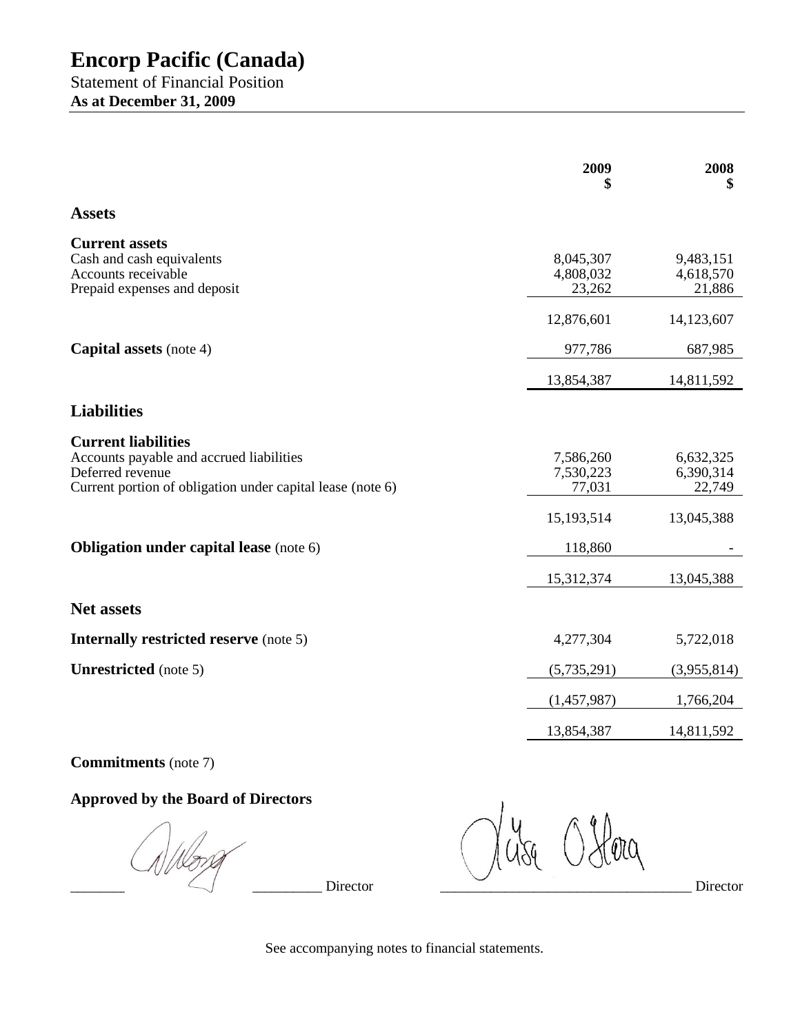# Encorp Pacific (Canada)

Statement of Financial Position

**As at December 31, 2009**

| | 2009<br>$ | 2008<br>$ |
|---|---|---|
| **Assets** | | |
| **Current assets** | | |
| Cash and cash equivalents | 8,045,307 | 9,483,151 |
| Accounts receivable | 4,808,032 | 4,618,570 |
| Prepaid expenses and deposit | 23,262 | 21,886 |
| | 12,876,601 | 14,123,607 |
| **Capital assets** (note 4) | 977,786 | 687,985 |
| | 13,854,387 | 14,811,592 |
| **Liabilities** | | |
| **Current liabilities** | | |
| Accounts payable and accrued liabilities | 7,586,260 | 6,632,325 |
| Deferred revenue | 7,530,223 | 6,390,314 |
| Current portion of obligation under capital lease (note 6) | 77,031 | 22,749 |
| | 15,193,514 | 13,045,388 |
| **Obligation under capital lease** (note 6) | 118,860 | - |
| | 15,312,374 | 13,045,388 |
| **Net assets** | | |
| **Internally restricted reserve** (note 5) | 4,277,304 | 5,722,018 |
| **Unrestricted** (note 5) | (5,735,291) | (3,955,814) |
| | (1,457,987) | 1,766,204 |
| | 13,854,387 | 14,811,592 |

**Commitments** (note 7)

**Approved by the Board of Directors**

_________________________ Director _________________________ Director

See accompanying notes to financial statements.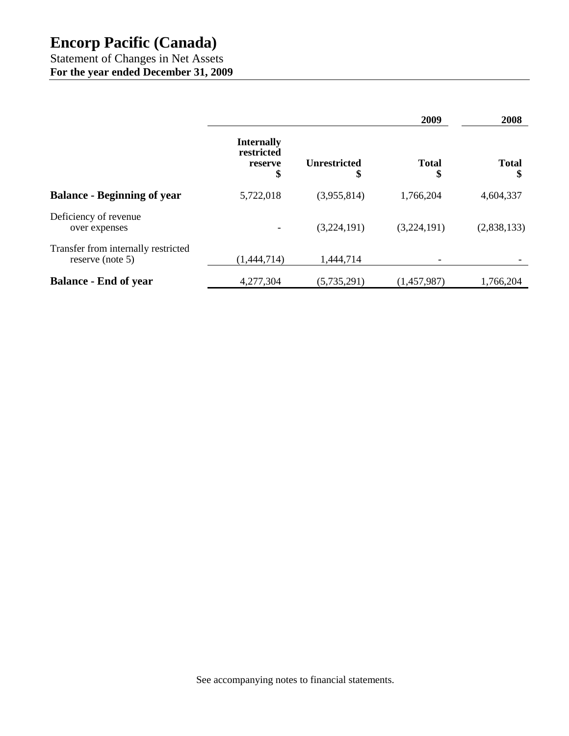# Encorp Pacific (Canada)

Statement of Changes in Net Assets

**For the year ended December 31, 2009**

| | | | 2009 | 2008 |
|---|---|---|---|---|
| | **Internally restricted reserve $** | **Unrestricted $** | **Total $** | **Total $** |
| **Balance - Beginning of year** | 5,722,018 | (3,955,814) | 1,766,204 | 4,604,337 |
| Deficiency of revenue over expenses | - | (3,224,191) | (3,224,191) | (2,838,133) |
| Transfer from internally restricted reserve (note 5) | (1,444,714) | 1,444,714 | - | - |
| **Balance - End of year** | 4,277,304 | (5,735,291) | (1,457,987) | 1,766,204 |

See accompanying notes to financial statements.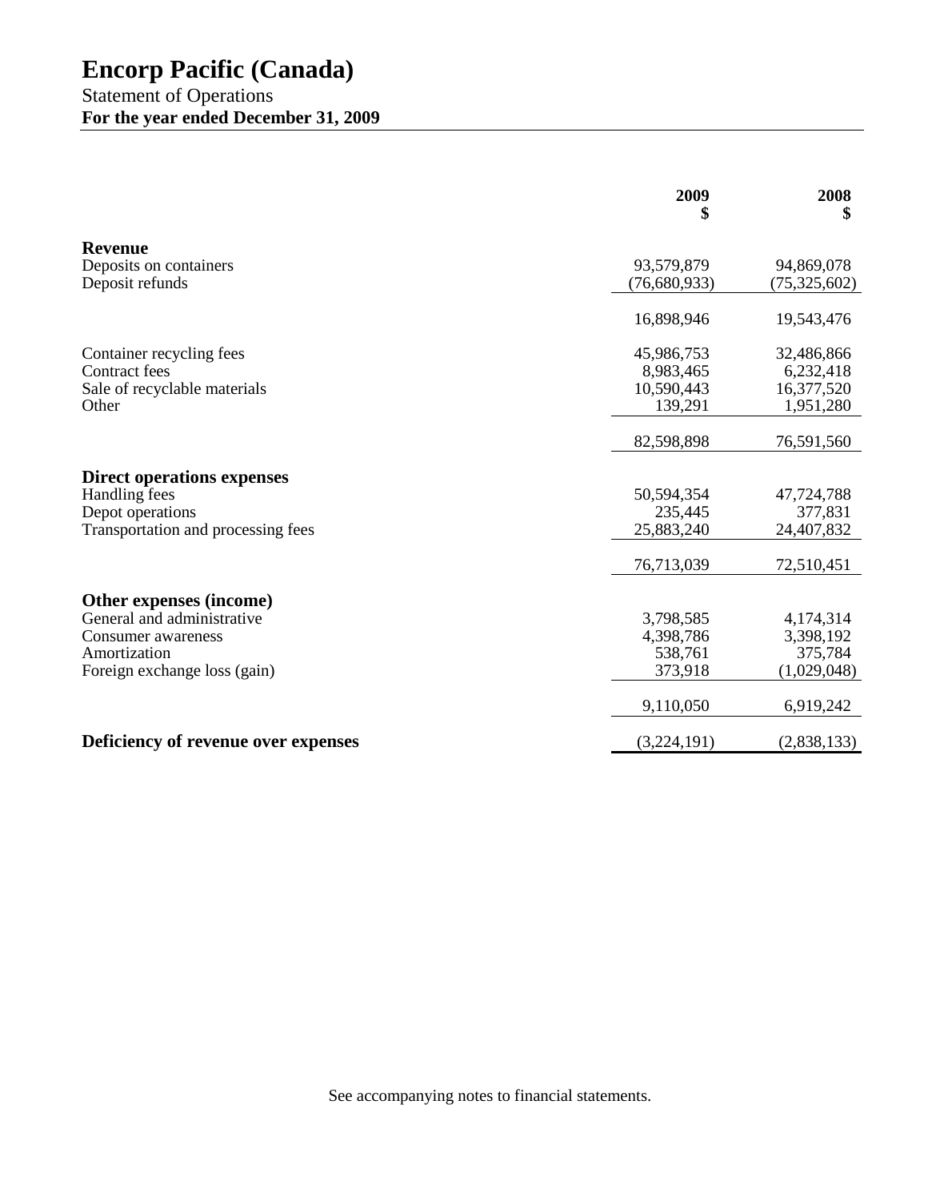# Encorp Pacific (Canada)

Statement of Operations

**For the year ended December 31, 2009**

| | 2009<br>$ | 2008<br>$ |
|---|---|---|
| **Revenue** | | |
| Deposits on containers | 93,579,879 | 94,869,078 |
| Deposit refunds | (76,680,933) | (75,325,602) |
| | 16,898,946 | 19,543,476 |
| Container recycling fees | 45,986,753 | 32,486,866 |
| Contract fees | 8,983,465 | 6,232,418 |
| Sale of recyclable materials | 10,590,443 | 16,377,520 |
| Other | 139,291 | 1,951,280 |
| | 82,598,898 | 76,591,560 |
| **Direct operations expenses** | | |
| Handling fees | 50,594,354 | 47,724,788 |
| Depot operations | 235,445 | 377,831 |
| Transportation and processing fees | 25,883,240 | 24,407,832 |
| | 76,713,039 | 72,510,451 |
| **Other expenses (income)** | | |
| General and administrative | 3,798,585 | 4,174,314 |
| Consumer awareness | 4,398,786 | 3,398,192 |
| Amortization | 538,761 | 375,784 |
| Foreign exchange loss (gain) | 373,918 | (1,029,048) |
| | 9,110,050 | 6,919,242 |
| **Deficiency of revenue over expenses** | (3,224,191) | (2,838,133) |

See accompanying notes to financial statements.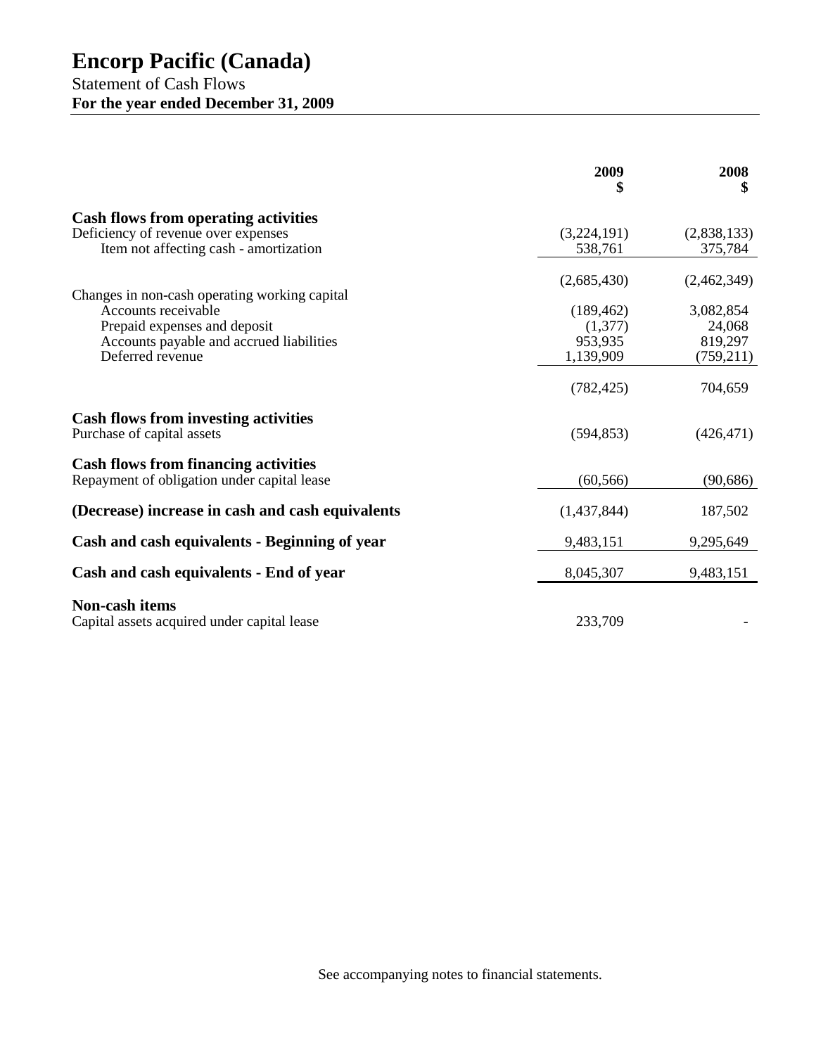# Encorp Pacific (Canada)

Statement of Cash Flows

**For the year ended December 31, 2009**

| | 2009 $ | 2008 $ |
|---|---|---|
| **Cash flows from operating activities** | | |
| Deficiency of revenue over expenses | (3,224,191) | (2,838,133) |
| Item not affecting cash - amortization | 538,761 | 375,784 |
| | (2,685,430) | (2,462,349) |
| Changes in non-cash operating working capital | | |
| Accounts receivable | (189,462) | 3,082,854 |
| Prepaid expenses and deposit | (1,377) | 24,068 |
| Accounts payable and accrued liabilities | 953,935 | 819,297 |
| Deferred revenue | 1,139,909 | (759,211) |
| | (782,425) | 704,659 |
| **Cash flows from investing activities** | | |
| Purchase of capital assets | (594,853) | (426,471) |
| **Cash flows from financing activities** | | |
| Repayment of obligation under capital lease | (60,566) | (90,686) |
| **(Decrease) increase in cash and cash equivalents** | (1,437,844) | 187,502 |
| **Cash and cash equivalents - Beginning of year** | 9,483,151 | 9,295,649 |
| **Cash and cash equivalents - End of year** | 8,045,307 | 9,483,151 |
| **Non-cash items** | | |
| Capital assets acquired under capital lease | 233,709 | - |

See accompanying notes to financial statements.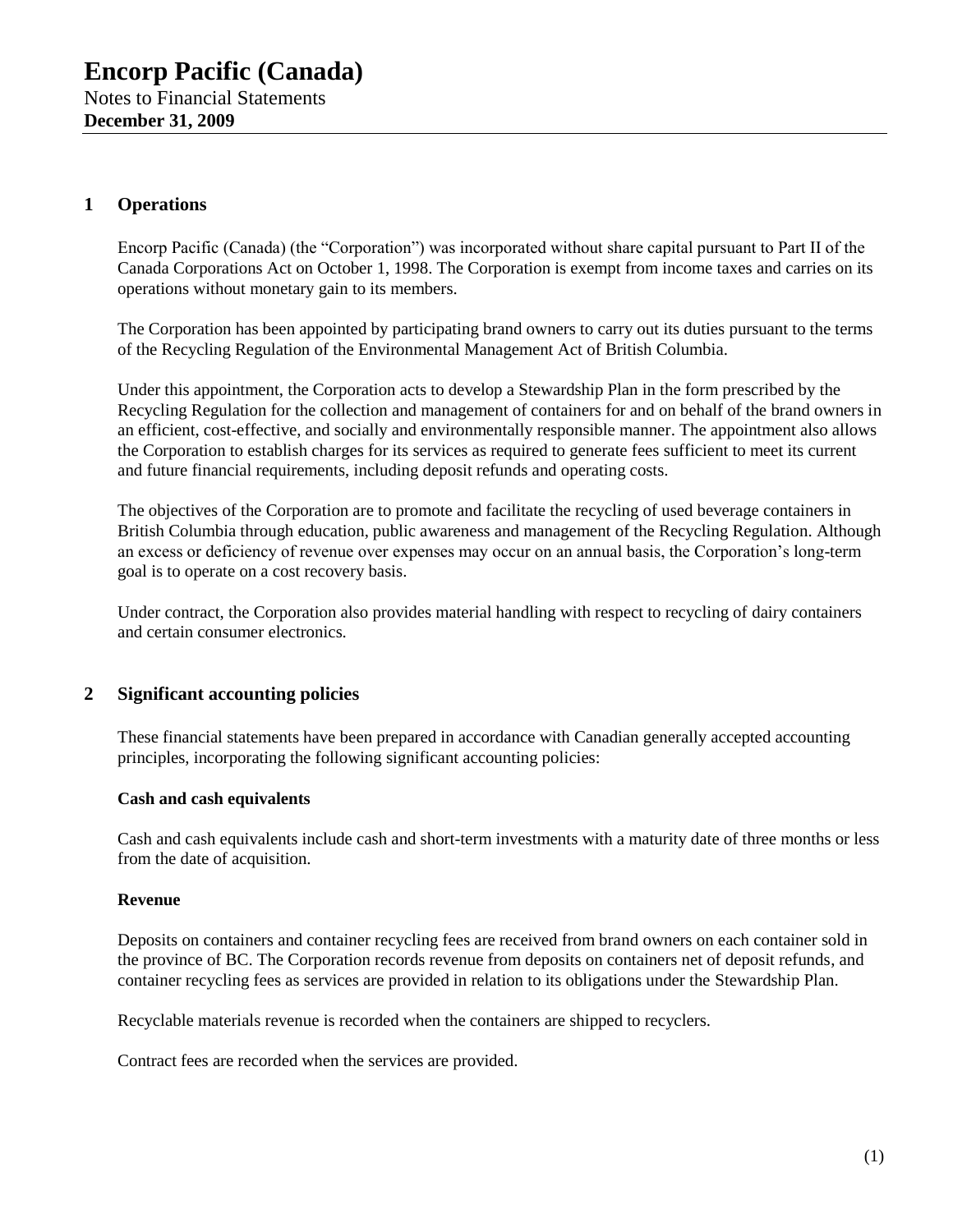# Encorp Pacific (Canada)

Notes to Financial Statements

**December 31, 2009**

## 1 Operations

Encorp Pacific (Canada) (the "Corporation") was incorporated without share capital pursuant to Part II of the Canada Corporations Act on October 1, 1998. The Corporation is exempt from income taxes and carries on its operations without monetary gain to its members.

The Corporation has been appointed by participating brand owners to carry out its duties pursuant to the terms of the Recycling Regulation of the Environmental Management Act of British Columbia.

Under this appointment, the Corporation acts to develop a Stewardship Plan in the form prescribed by the Recycling Regulation for the collection and management of containers for and on behalf of the brand owners in an efficient, cost-effective, and socially and environmentally responsible manner. The appointment also allows the Corporation to establish charges for its services as required to generate fees sufficient to meet its current and future financial requirements, including deposit refunds and operating costs.

The objectives of the Corporation are to promote and facilitate the recycling of used beverage containers in British Columbia through education, public awareness and management of the Recycling Regulation. Although an excess or deficiency of revenue over expenses may occur on an annual basis, the Corporation's long-term goal is to operate on a cost recovery basis.

Under contract, the Corporation also provides material handling with respect to recycling of dairy containers and certain consumer electronics.

## 2 Significant accounting policies

These financial statements have been prepared in accordance with Canadian generally accepted accounting principles, incorporating the following significant accounting policies:

**Cash and cash equivalents**

Cash and cash equivalents include cash and short-term investments with a maturity date of three months or less from the date of acquisition.

**Revenue**

Deposits on containers and container recycling fees are received from brand owners on each container sold in the province of BC. The Corporation records revenue from deposits on containers net of deposit refunds, and container recycling fees as services are provided in relation to its obligations under the Stewardship Plan.

Recyclable materials revenue is recorded when the containers are shipped to recyclers.

Contract fees are recorded when the services are provided.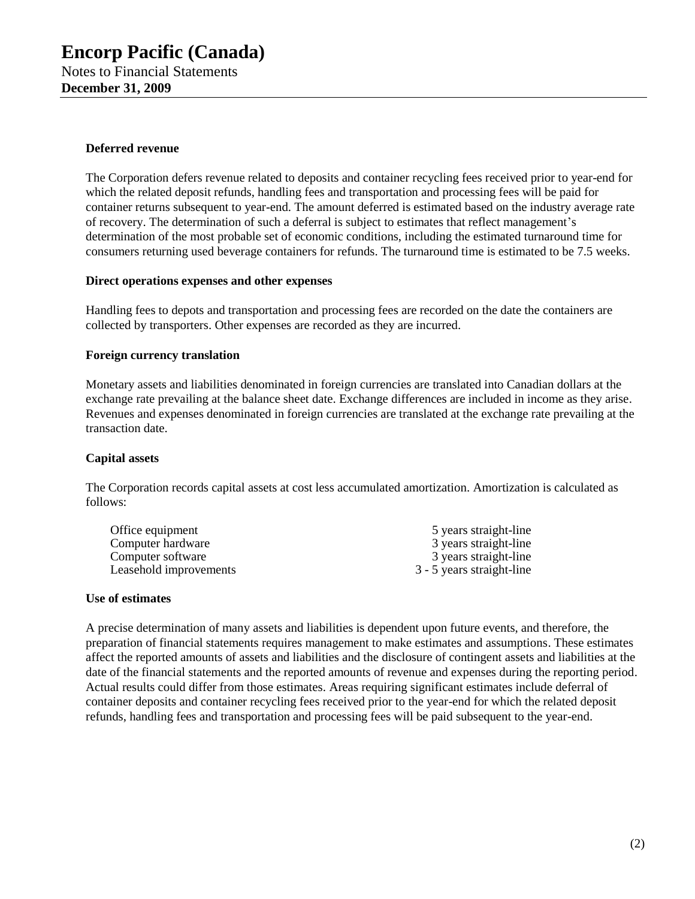**Deferred revenue**

The Corporation defers revenue related to deposits and container recycling fees received prior to year-end for which the related deposit refunds, handling fees and transportation and processing fees will be paid for container returns subsequent to year-end. The amount deferred is estimated based on the industry average rate of recovery. The determination of such a deferral is subject to estimates that reflect management's determination of the most probable set of economic conditions, including the estimated turnaround time for consumers returning used beverage containers for refunds. The turnaround time is estimated to be 7.5 weeks.

**Direct operations expenses and other expenses**

Handling fees to depots and transportation and processing fees are recorded on the date the containers are collected by transporters. Other expenses are recorded as they are incurred.

**Foreign currency translation**

Monetary assets and liabilities denominated in foreign currencies are translated into Canadian dollars at the exchange rate prevailing at the balance sheet date. Exchange differences are included in income as they arise. Revenues and expenses denominated in foreign currencies are translated at the exchange rate prevailing at the transaction date.

**Capital assets**

The Corporation records capital assets at cost less accumulated amortization. Amortization is calculated as follows:

| | |
|---|---|
| Office equipment | 5 years straight-line |
| Computer hardware | 3 years straight-line |
| Computer software | 3 years straight-line |
| Leasehold improvements | 3 - 5 years straight-line |

**Use of estimates**

A precise determination of many assets and liabilities is dependent upon future events, and therefore, the preparation of financial statements requires management to make estimates and assumptions. These estimates affect the reported amounts of assets and liabilities and the disclosure of contingent assets and liabilities at the date of the financial statements and the reported amounts of revenue and expenses during the reporting period. Actual results could differ from those estimates. Areas requiring significant estimates include deferral of container deposits and container recycling fees received prior to the year-end for which the related deposit refunds, handling fees and transportation and processing fees will be paid subsequent to the year-end.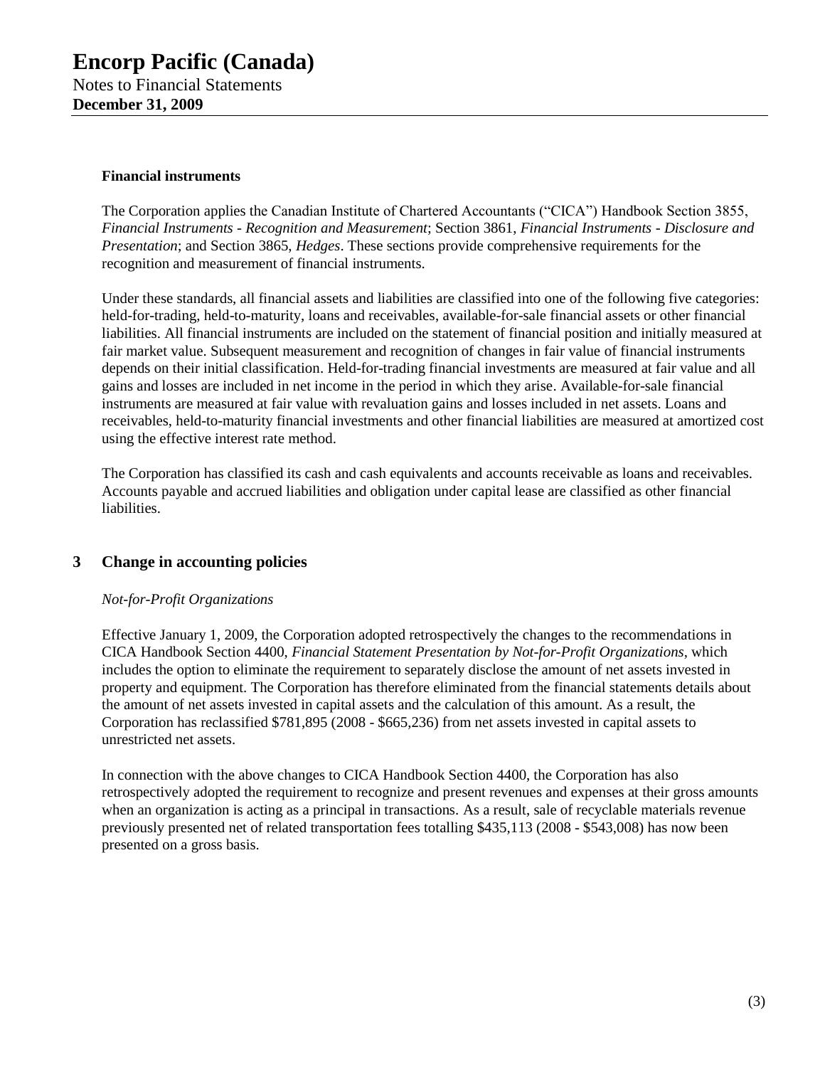### Financial instruments

The Corporation applies the Canadian Institute of Chartered Accountants ("CICA") Handbook Section 3855, *Financial Instruments - Recognition and Measurement*; Section 3861, *Financial Instruments - Disclosure and Presentation*; and Section 3865, *Hedges*. These sections provide comprehensive requirements for the recognition and measurement of financial instruments.

Under these standards, all financial assets and liabilities are classified into one of the following five categories: held-for-trading, held-to-maturity, loans and receivables, available-for-sale financial assets or other financial liabilities. All financial instruments are included on the statement of financial position and initially measured at fair market value. Subsequent measurement and recognition of changes in fair value of financial instruments depends on their initial classification. Held-for-trading financial investments are measured at fair value and all gains and losses are included in net income in the period in which they arise. Available-for-sale financial instruments are measured at fair value with revaluation gains and losses included in net assets. Loans and receivables, held-to-maturity financial investments and other financial liabilities are measured at amortized cost using the effective interest rate method.

The Corporation has classified its cash and cash equivalents and accounts receivable as loans and receivables. Accounts payable and accrued liabilities and obligation under capital lease are classified as other financial liabilities.

## 3 Change in accounting policies

*Not-for-Profit Organizations*

Effective January 1, 2009, the Corporation adopted retrospectively the changes to the recommendations in CICA Handbook Section 4400, *Financial Statement Presentation by Not-for-Profit Organizations*, which includes the option to eliminate the requirement to separately disclose the amount of net assets invested in property and equipment. The Corporation has therefore eliminated from the financial statements details about the amount of net assets invested in capital assets and the calculation of this amount. As a result, the Corporation has reclassified $781,895 (2008 - $665,236) from net assets invested in capital assets to unrestricted net assets.

In connection with the above changes to CICA Handbook Section 4400, the Corporation has also retrospectively adopted the requirement to recognize and present revenues and expenses at their gross amounts when an organization is acting as a principal in transactions. As a result, sale of recyclable materials revenue previously presented net of related transportation fees totalling $435,113 (2008 - $543,008) has now been presented on a gross basis.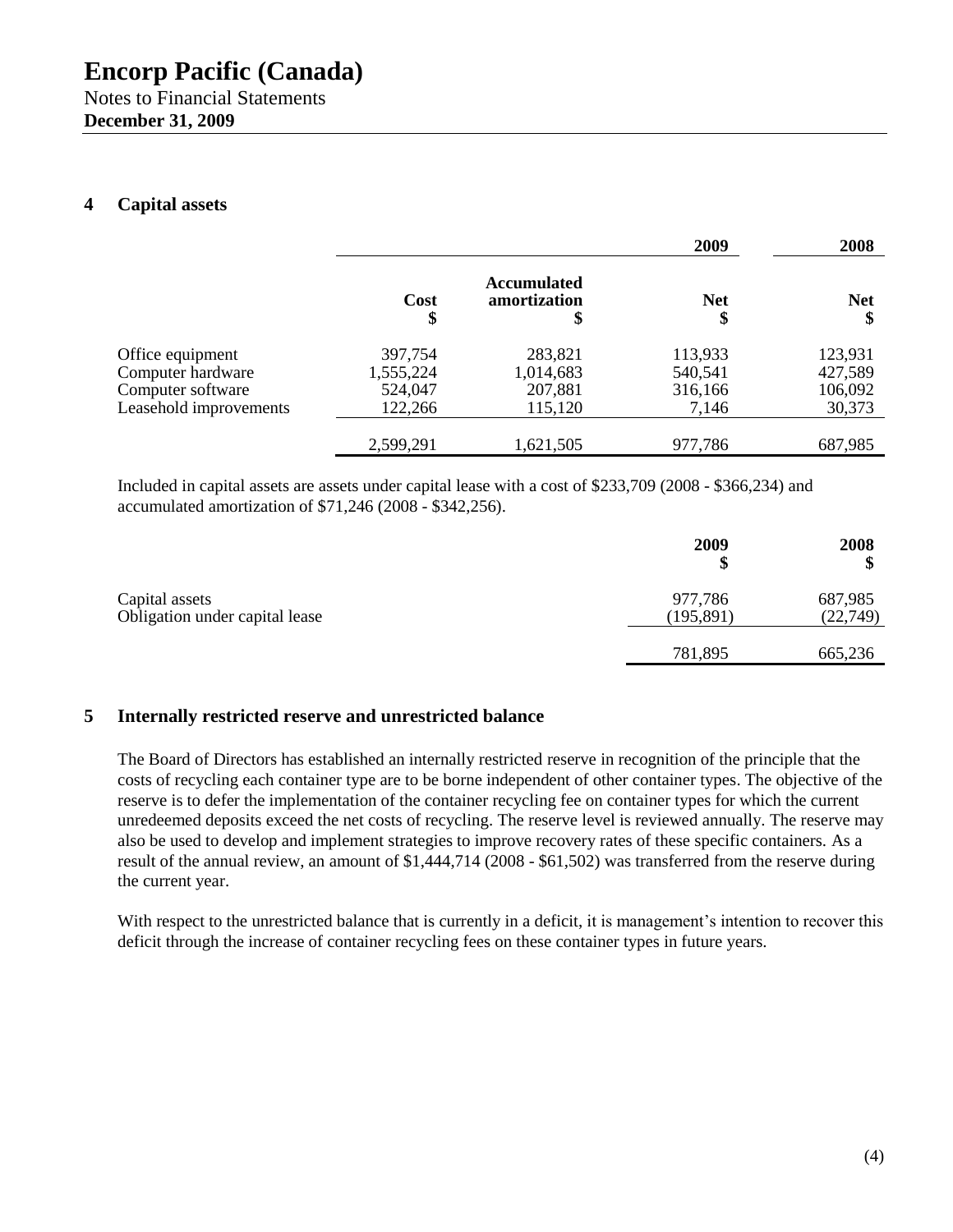# Encorp Pacific (Canada)

Notes to Financial Statements
**December 31, 2009**

## 4 Capital assets

| | | | 2009 | 2008 |
|---|---|---|---|---|
| | **Cost** **$** | **Accumulated amortization** **$** | **Net** **$** | **Net** **$** |
| Office equipment | 397,754 | 283,821 | 113,933 | 123,931 |
| Computer hardware | 1,555,224 | 1,014,683 | 540,541 | 427,589 |
| Computer software | 524,047 | 207,881 | 316,166 | 106,092 |
| Leasehold improvements | 122,266 | 115,120 | 7,146 | 30,373 |
| | 2,599,291 | 1,621,505 | 977,786 | 687,985 |

Included in capital assets are assets under capital lease with a cost of $233,709 (2008 - $366,234) and accumulated amortization of $71,246 (2008 - $342,256).

| | 2009 $ | 2008 $ |
|---|---|---|
| Capital assets | 977,786 | 687,985 |
| Obligation under capital lease | (195,891) | (22,749) |
| | 781,895 | 665,236 |

## 5 Internally restricted reserve and unrestricted balance

The Board of Directors has established an internally restricted reserve in recognition of the principle that the costs of recycling each container type are to be borne independent of other container types. The objective of the reserve is to defer the implementation of the container recycling fee on container types for which the current unredeemed deposits exceed the net costs of recycling. The reserve level is reviewed annually. The reserve may also be used to develop and implement strategies to improve recovery rates of these specific containers. As a result of the annual review, an amount of $1,444,714 (2008 - $61,502) was transferred from the reserve during the current year.

With respect to the unrestricted balance that is currently in a deficit, it is management's intention to recover this deficit through the increase of container recycling fees on these container types in future years.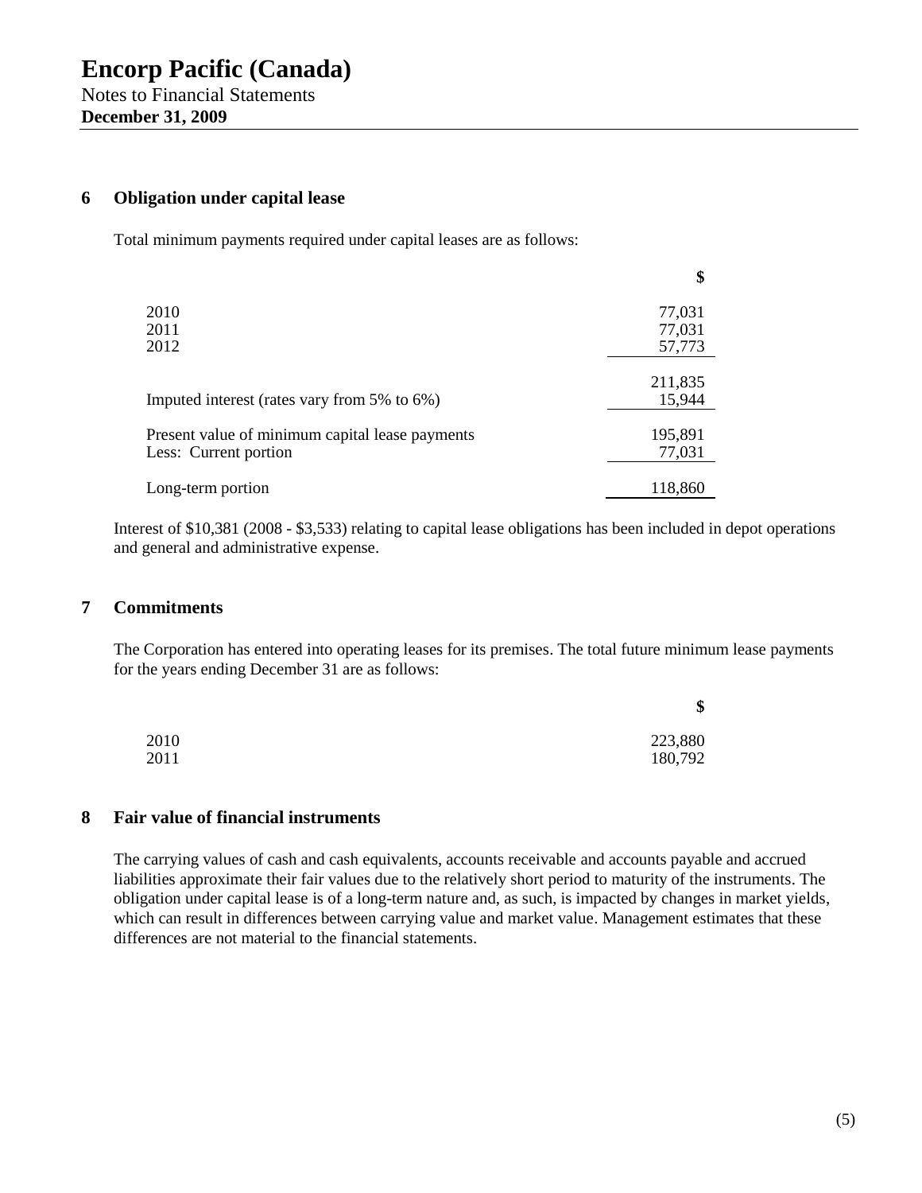# Encorp Pacific (Canada)

Notes to Financial Statements

**December 31, 2009**

## 6 Obligation under capital lease

Total minimum payments required under capital leases are as follows:

| | $ |
|---|---|
| 2010 | 77,031 |
| 2011 | 77,031 |
| 2012 | 57,773 |
| | 211,835 |
| Imputed interest (rates vary from 5% to 6%) | 15,944 |
| Present value of minimum capital lease payments | 195,891 |
| Less: Current portion | 77,031 |
| Long-term portion | 118,860 |

Interest of $10,381 (2008 - $3,533) relating to capital lease obligations has been included in depot operations and general and administrative expense.

## 7 Commitments

The Corporation has entered into operating leases for its premises. The total future minimum lease payments for the years ending December 31 are as follows:

| | $ |
|---|---|
| 2010 | 223,880 |
| 2011 | 180,792 |

## 8 Fair value of financial instruments

The carrying values of cash and cash equivalents, accounts receivable and accounts payable and accrued liabilities approximate their fair values due to the relatively short period to maturity of the instruments. The obligation under capital lease is of a long-term nature and, as such, is impacted by changes in market yields, which can result in differences between carrying value and market value. Management estimates that these differences are not material to the financial statements.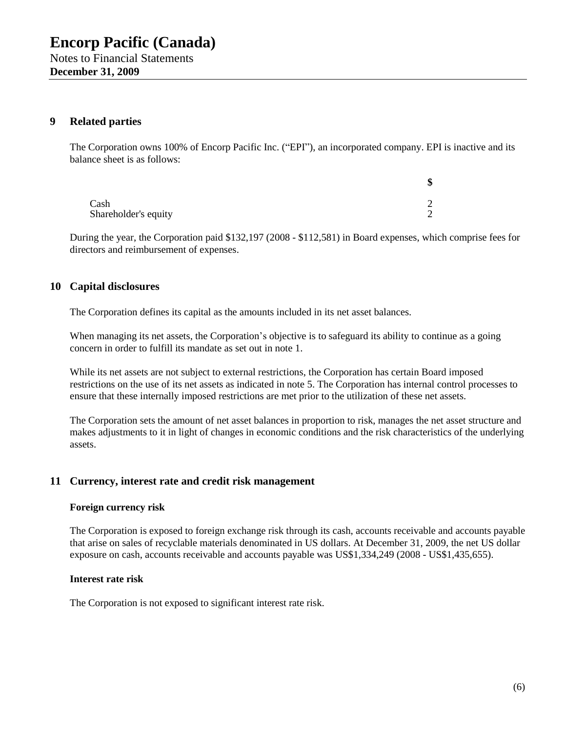## 9 Related parties

The Corporation owns 100% of Encorp Pacific Inc. ("EPI"), an incorporated company. EPI is inactive and its balance sheet is as follows:

| | $ |
|---|---|
| Cash | 2 |
| Shareholder's equity | 2 |

During the year, the Corporation paid $132,197 (2008 - $112,581) in Board expenses, which comprise fees for directors and reimbursement of expenses.

## 10 Capital disclosures

The Corporation defines its capital as the amounts included in its net asset balances.

When managing its net assets, the Corporation's objective is to safeguard its ability to continue as a going concern in order to fulfill its mandate as set out in note 1.

While its net assets are not subject to external restrictions, the Corporation has certain Board imposed restrictions on the use of its net assets as indicated in note 5. The Corporation has internal control processes to ensure that these internally imposed restrictions are met prior to the utilization of these net assets.

The Corporation sets the amount of net asset balances in proportion to risk, manages the net asset structure and makes adjustments to it in light of changes in economic conditions and the risk characteristics of the underlying assets.

## 11 Currency, interest rate and credit risk management

### Foreign currency risk

The Corporation is exposed to foreign exchange risk through its cash, accounts receivable and accounts payable that arise on sales of recyclable materials denominated in US dollars. At December 31, 2009, the net US dollar exposure on cash, accounts receivable and accounts payable was US$1,334,249 (2008 - US$1,435,655).

### Interest rate risk

The Corporation is not exposed to significant interest rate risk.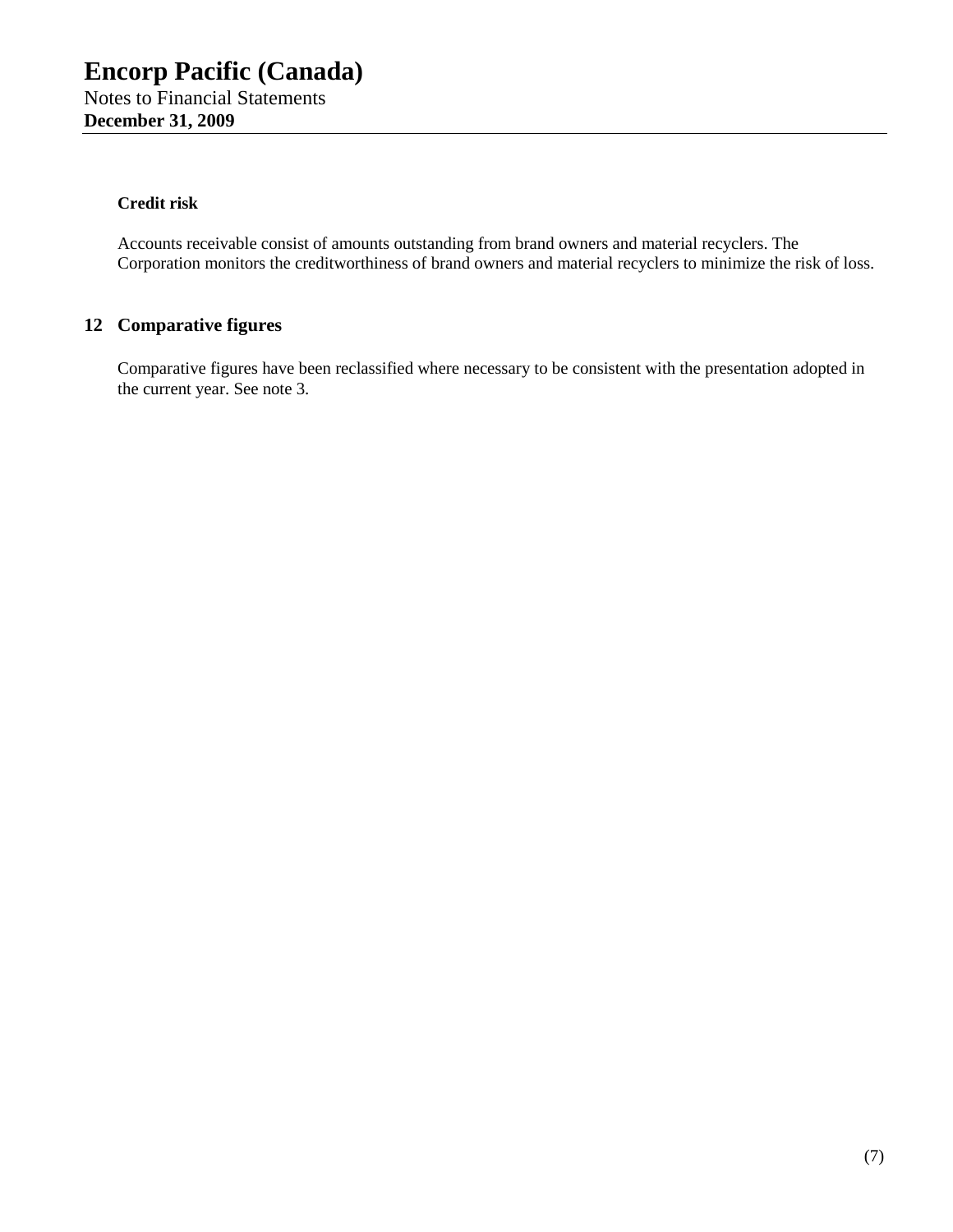**Credit risk**

Accounts receivable consist of amounts outstanding from brand owners and material recyclers. The Corporation monitors the creditworthiness of brand owners and material recyclers to minimize the risk of loss.

## 12 Comparative figures

Comparative figures have been reclassified where necessary to be consistent with the presentation adopted in the current year. See note 3.